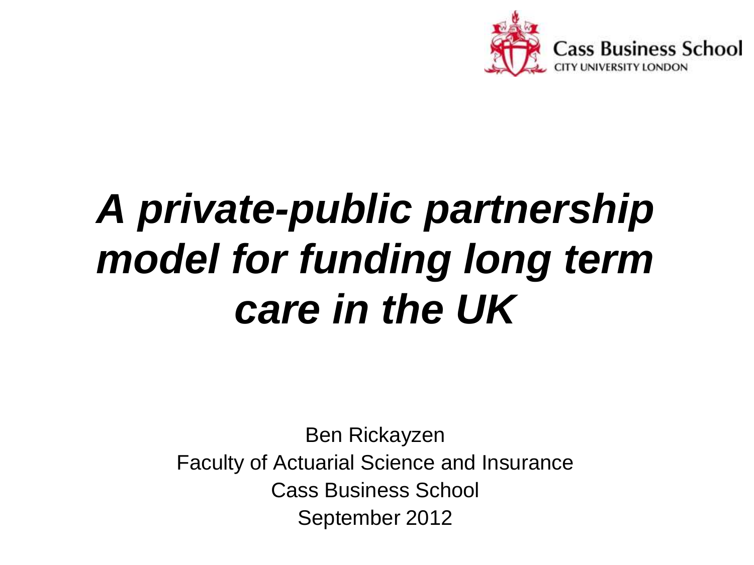Cass Business School
CITY UNIVERSITY LONDON

# *A private-public partnership model for funding long term care in the UK*

Ben Rickayzen

Faculty of Actuarial Science and Insurance

Cass Business School

September 2012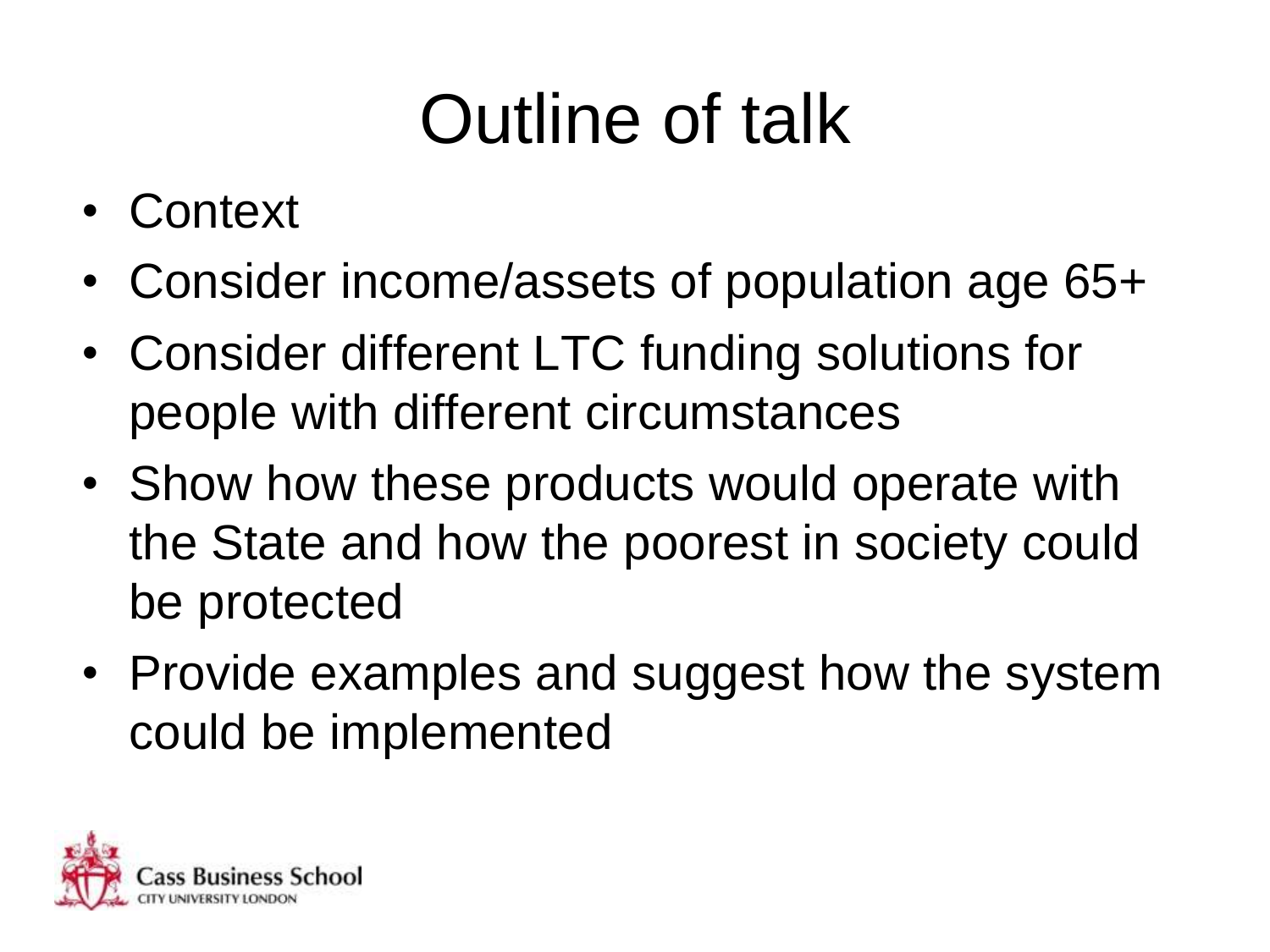# Outline of talk

- Context
- Consider income/assets of population age 65+
- Consider different LTC funding solutions for people with different circumstances
- Show how these products would operate with the State and how the poorest in society could be protected
- Provide examples and suggest how the system could be implemented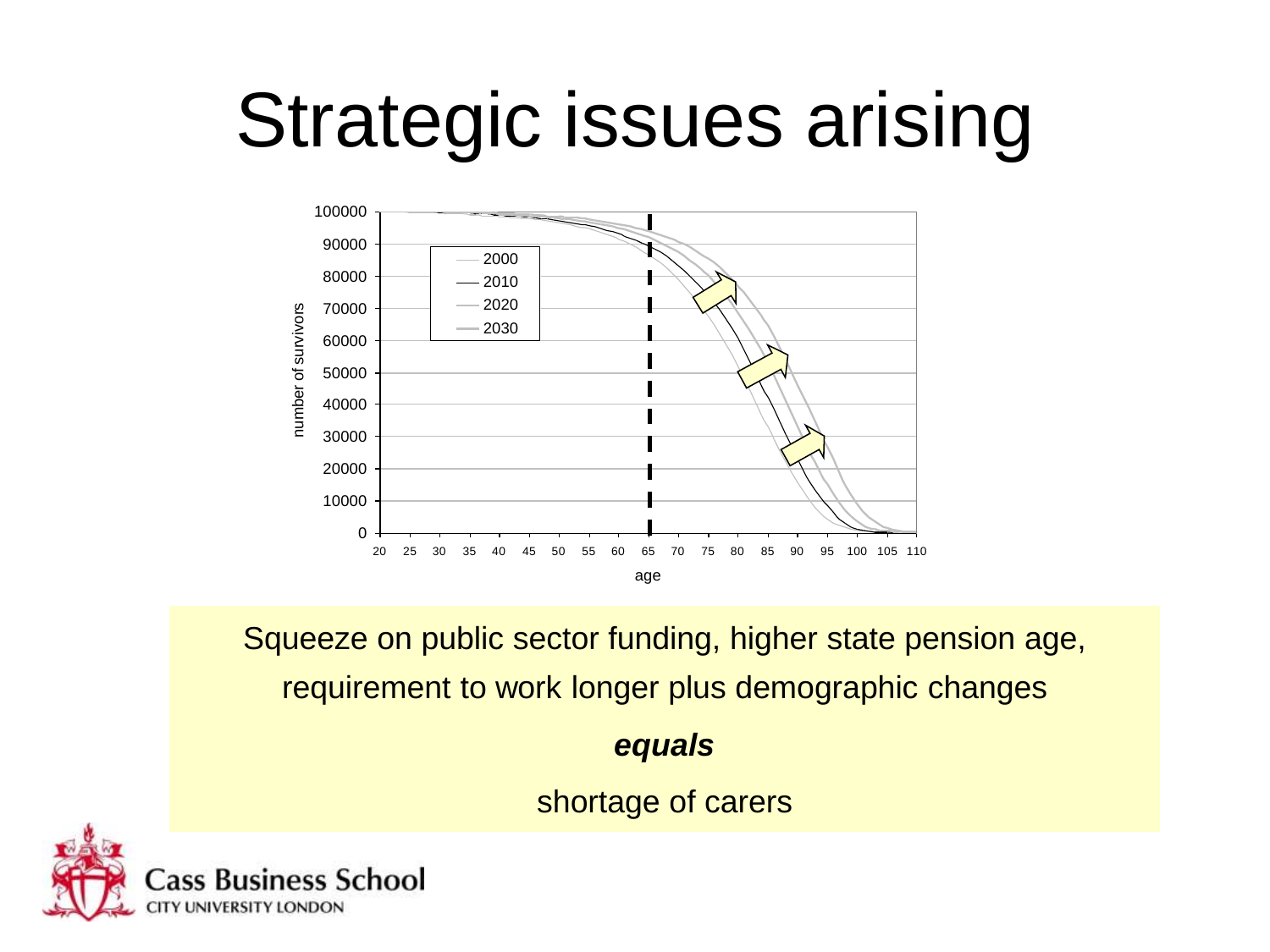# Strategic issues arising

Squeeze on public sector funding, higher state pension age, requirement to work longer plus demographic changes

***equals***

shortage of carers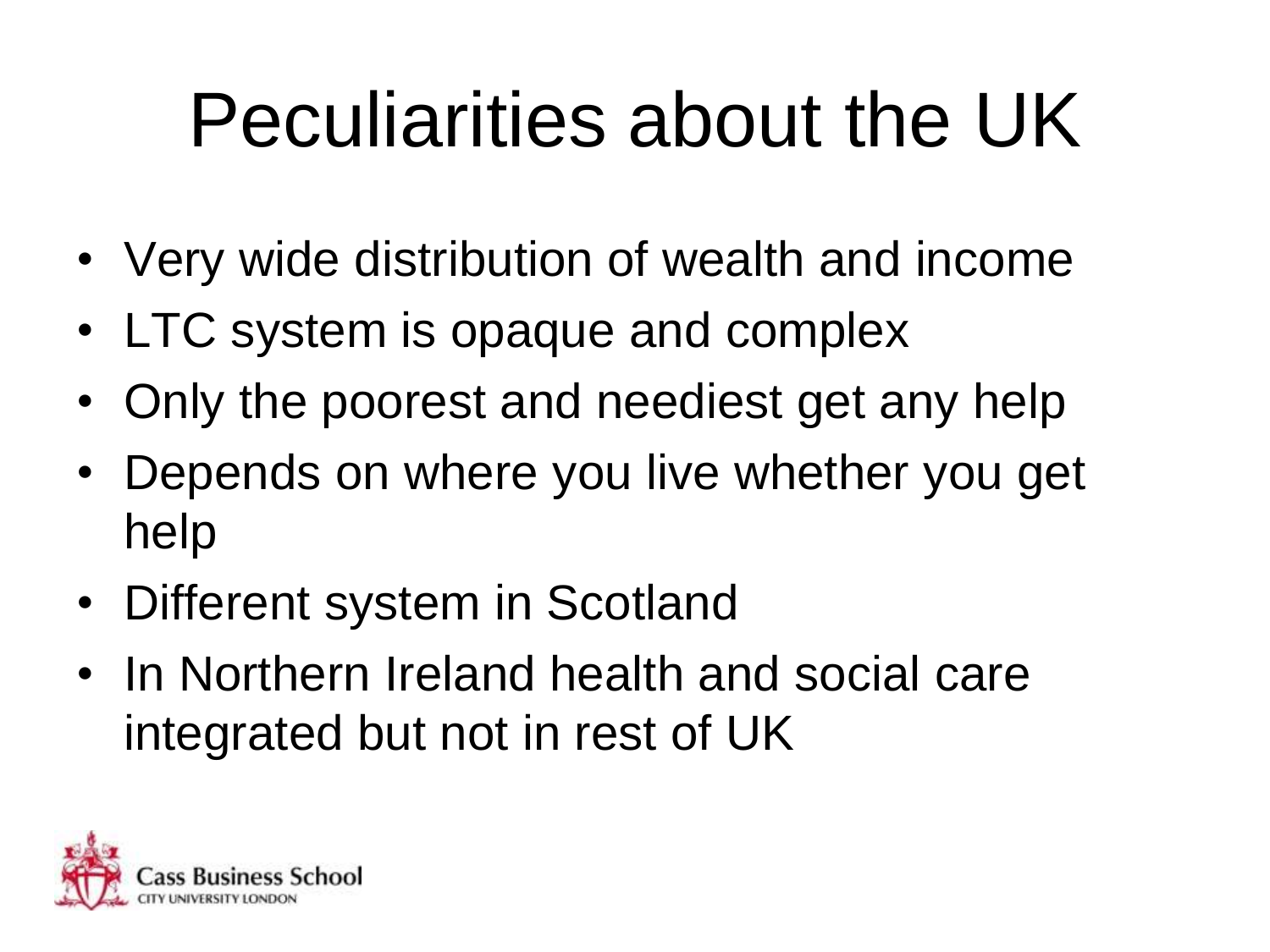# Peculiarities about the UK

- Very wide distribution of wealth and income
- LTC system is opaque and complex
- Only the poorest and neediest get any help
- Depends on where you live whether you get help
- Different system in Scotland
- In Northern Ireland health and social care integrated but not in rest of UK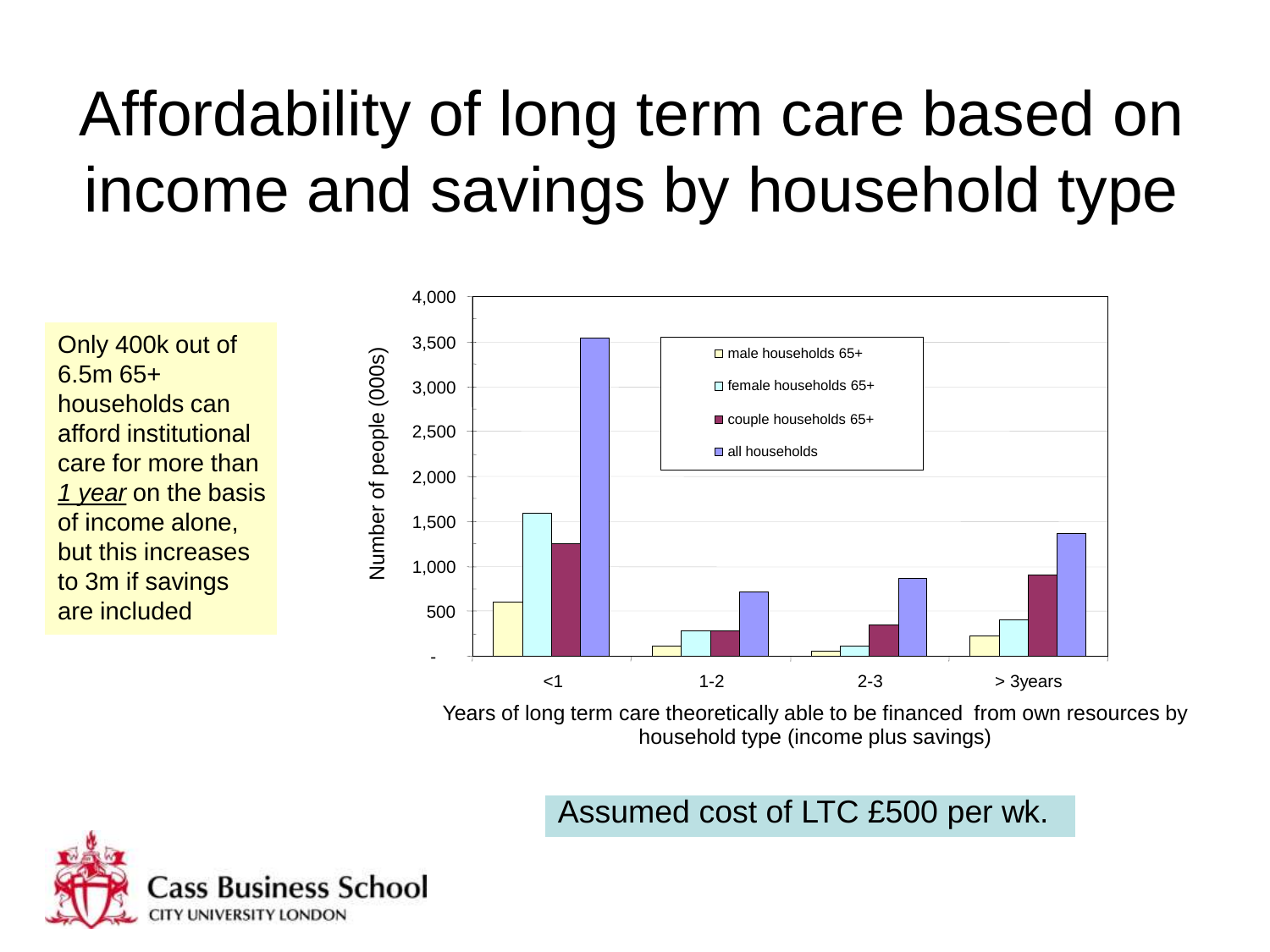# Affordability of long term care based on income and savings by household type

Only 400k out of 6.5m 65+ households can afford institutional care for more than *1 year* on the basis of income alone, but this increases to 3m if savings are included

Number of people (000s)

| | male households 65+ | female households 65+ | couple households 65+ | all households |
|---|---|---|---|---|
| <1 | | | | |
| 1-2 | | | | |
| 2-3 | | | | |
| > 3years | | | | |

Years of long term care theoretically able to be financed from own resources by household type (income plus savings)

Assumed cost of LTC £500 per wk.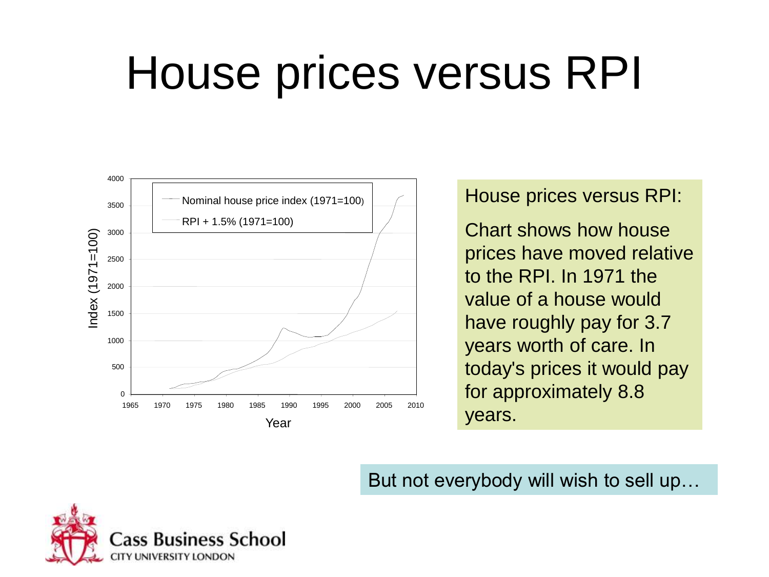# House prices versus RPI

House prices versus RPI:

Chart shows how house prices have moved relative to the RPI. In 1971 the value of a house would have roughly pay for 3.7 years worth of care. In today's prices it would pay for approximately 8.8 years.

But not everybody will wish to sell up…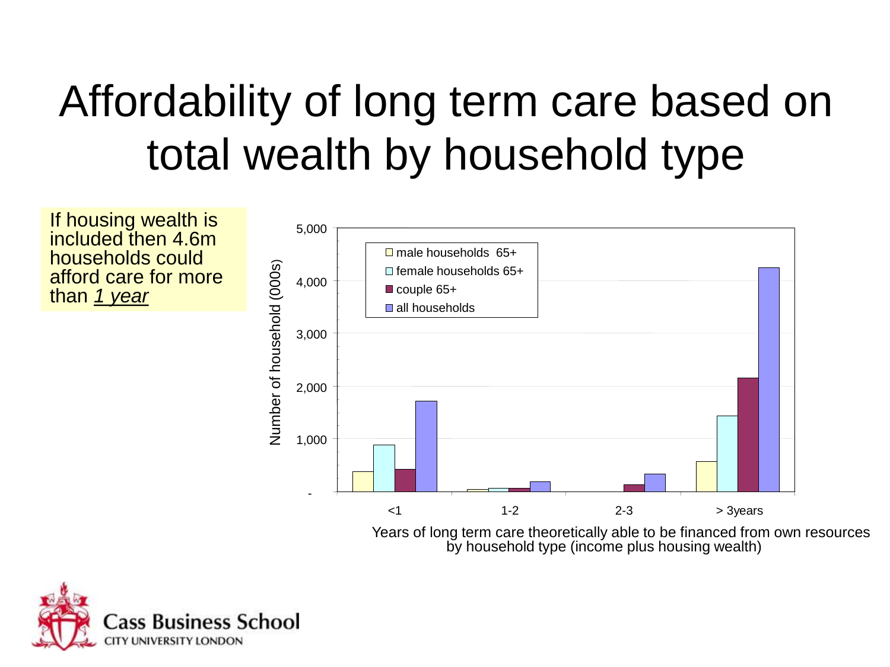# Affordability of long term care based on total wealth by household type

If housing wealth is included then 4.6m households could afford care for more than *1 year*

Number of household (000s)

- male households 65+
- female households 65+
- couple 65+
- all households

<1 | 1-2 | 2-3 | > 3years

Years of long term care theoretically able to be financed from own resources by household type (income plus housing wealth)

Cass Business School
CITY UNIVERSITY LONDON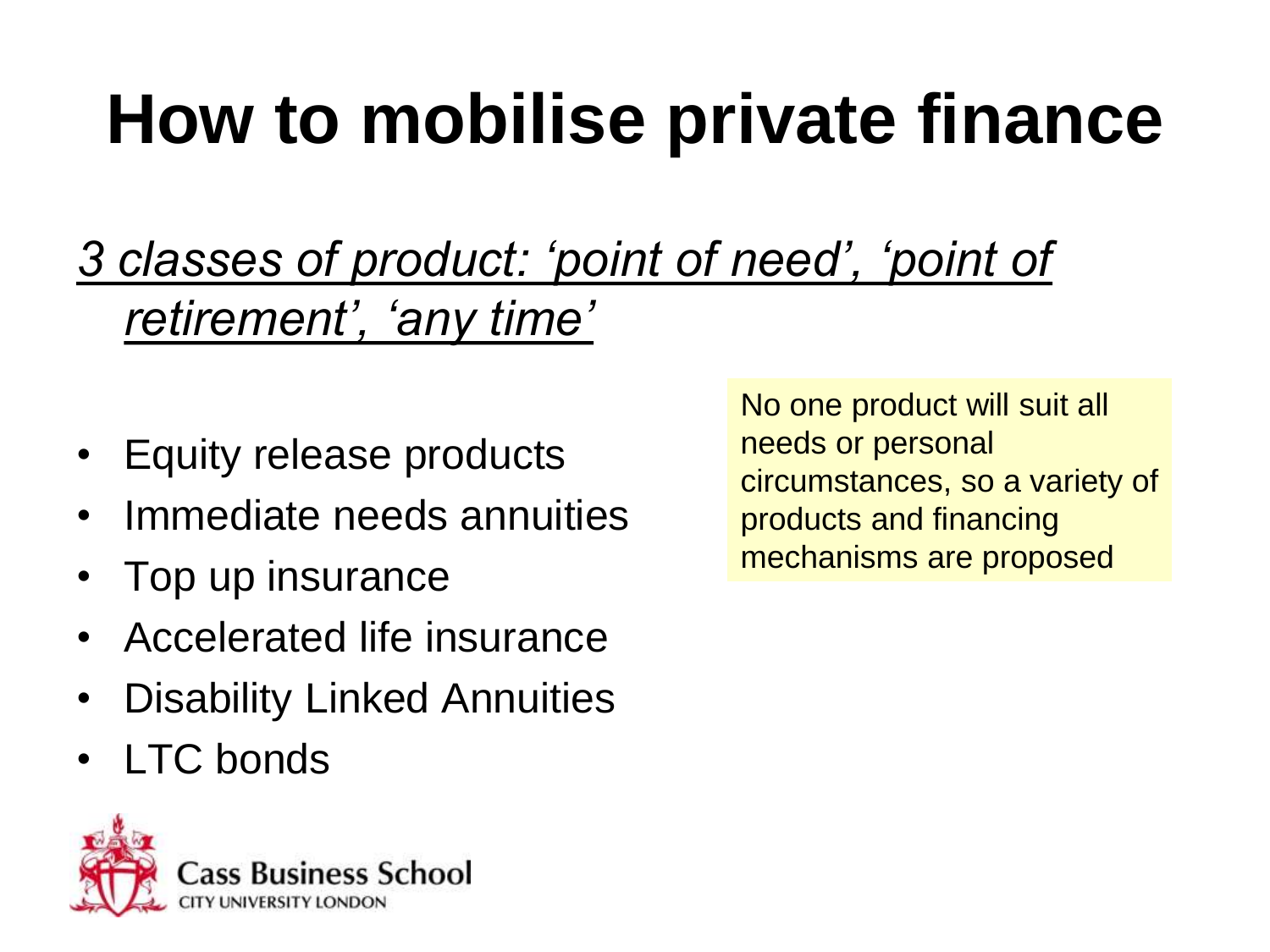# How to mobilise private finance

*3 classes of product: 'point of need', 'point of retirement', 'any time'*

- Equity release products
- Immediate needs annuities
- Top up insurance
- Accelerated life insurance
- Disability Linked Annuities
- LTC bonds

No one product will suit all needs or personal circumstances, so a variety of products and financing mechanisms are proposed

Cass Business School
CITY UNIVERSITY LONDON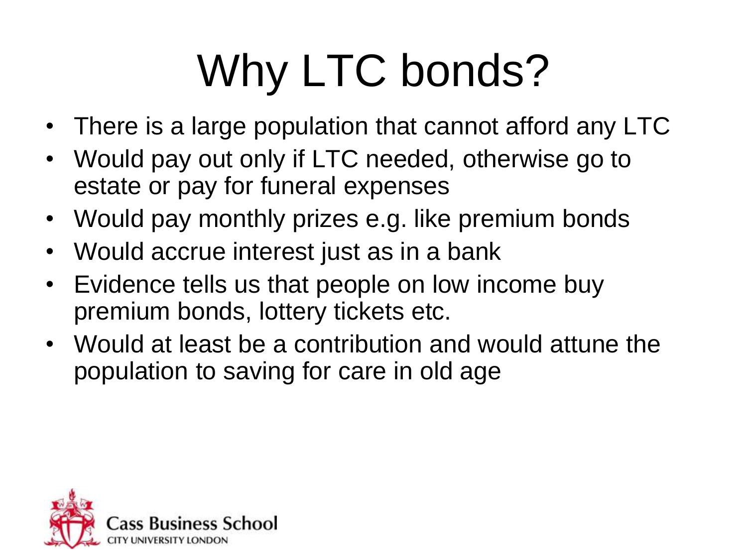# Why LTC bonds?

- There is a large population that cannot afford any LTC
- Would pay out only if LTC needed, otherwise go to estate or pay for funeral expenses
- Would pay monthly prizes e.g. like premium bonds
- Would accrue interest just as in a bank
- Evidence tells us that people on low income buy premium bonds, lottery tickets etc.
- Would at least be a contribution and would attune the population to saving for care in old age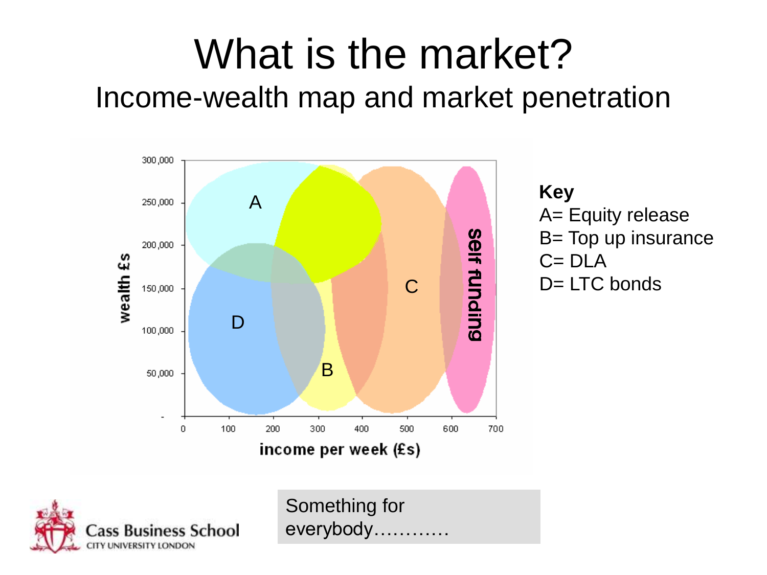# What is the market?

## Income-wealth map and market penetration

**Key**
A= Equity release
B= Top up insurance
C= DLA
D= LTC bonds

Something for everybody…………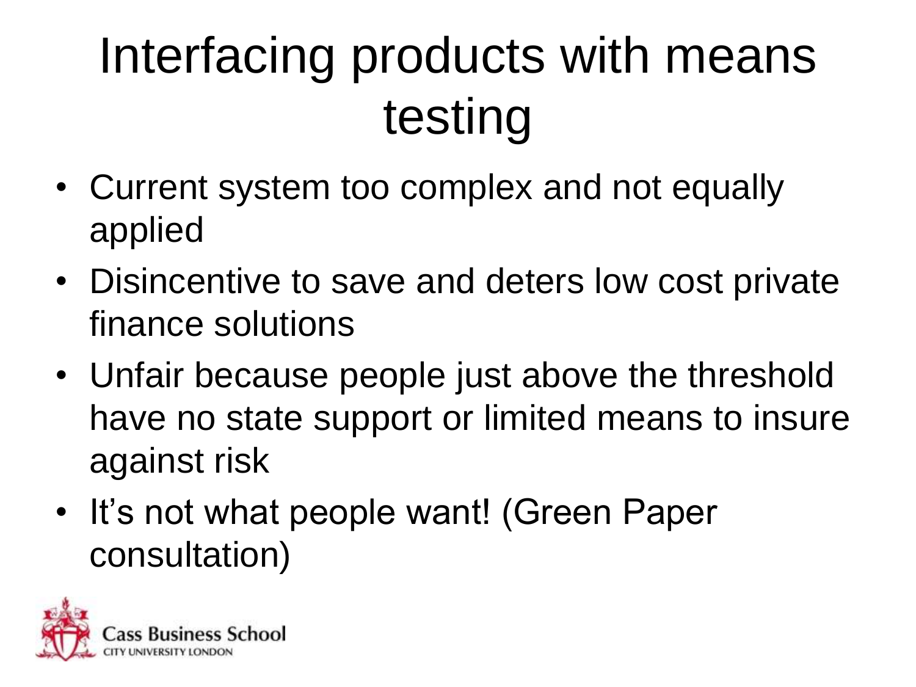# Interfacing products with means testing

- Current system too complex and not equally applied
- Disincentive to save and deters low cost private finance solutions
- Unfair because people just above the threshold have no state support or limited means to insure against risk
- It's not what people want! (Green Paper consultation)

Cass Business School
CITY UNIVERSITY LONDON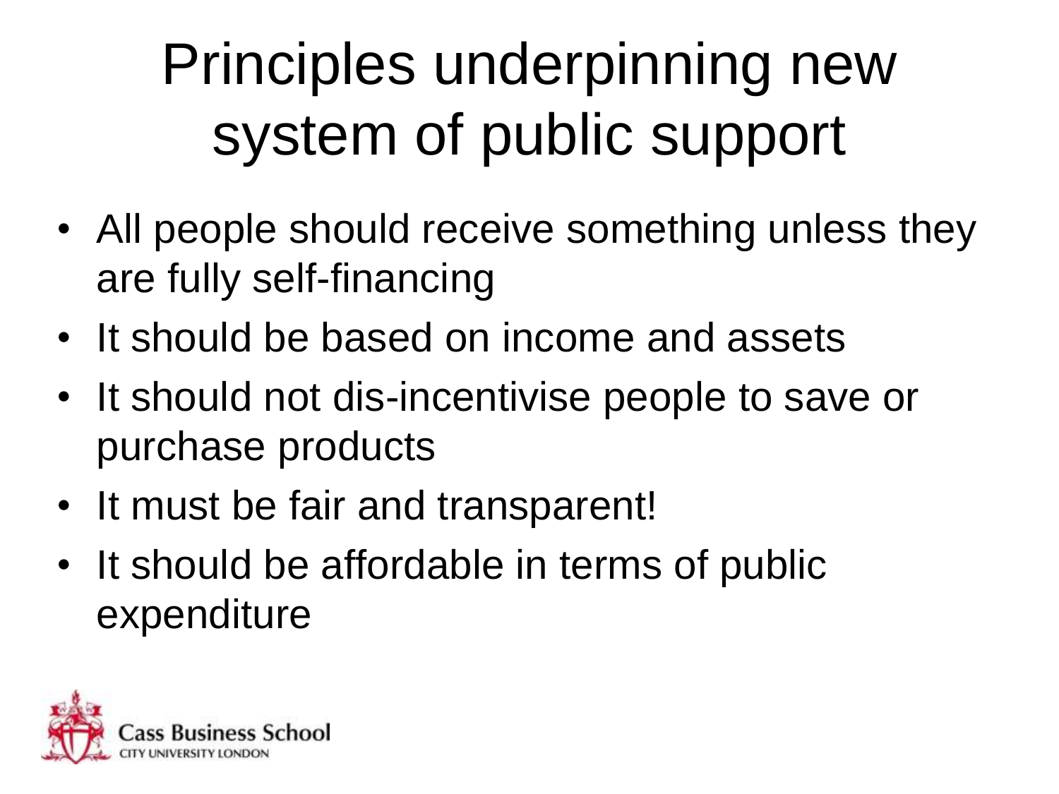# Principles underpinning new system of public support

- All people should receive something unless they are fully self-financing
- It should be based on income and assets
- It should not dis-incentivise people to save or purchase products
- It must be fair and transparent!
- It should be affordable in terms of public expenditure

Cass Business School
CITY UNIVERSITY LONDON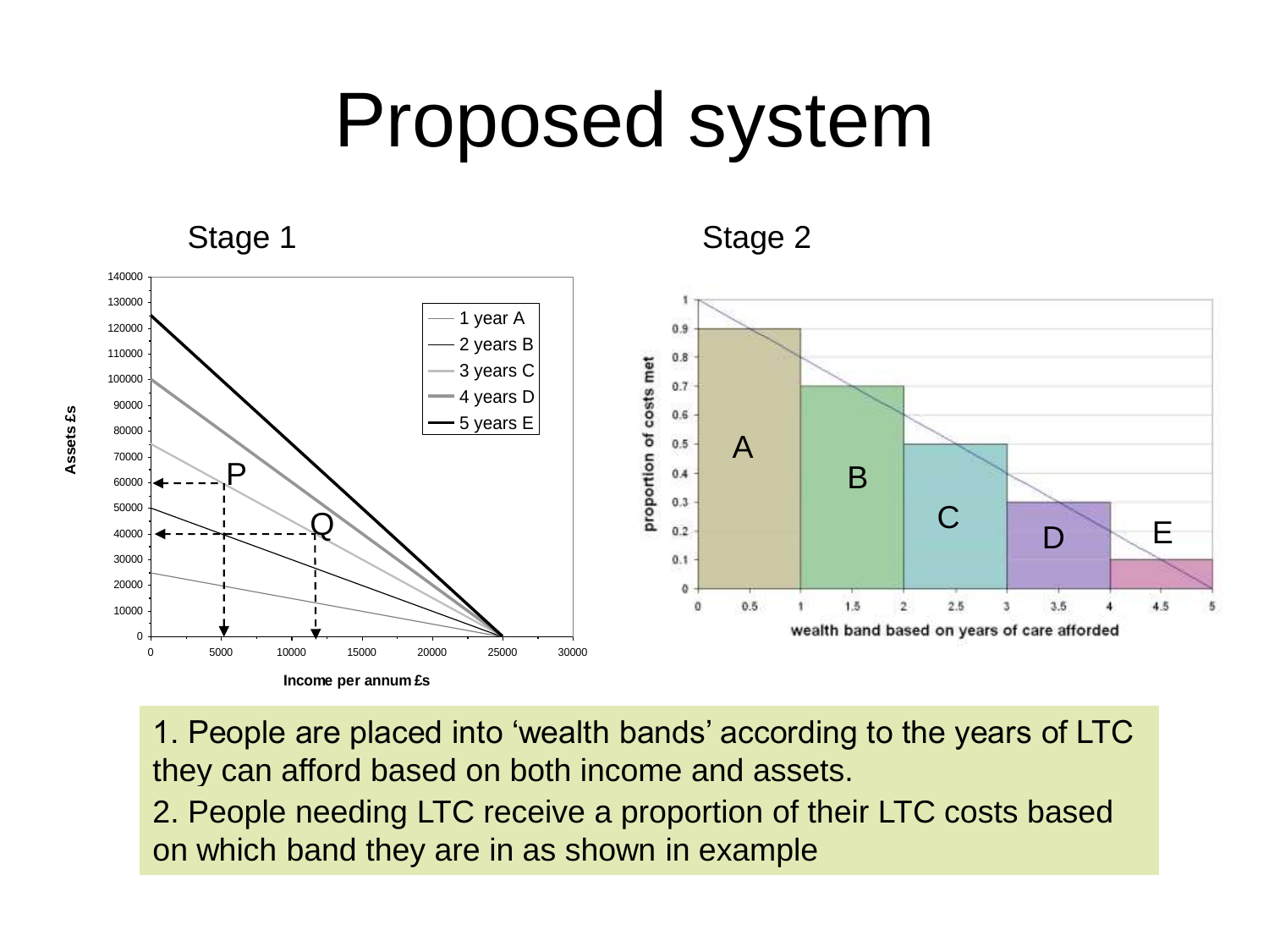# Proposed system

Stage 1

Stage 2

1. People are placed into 'wealth bands' according to the years of LTC they can afford based on both income and assets.
2. People needing LTC receive a proportion of their LTC costs based on which band they are in as shown in example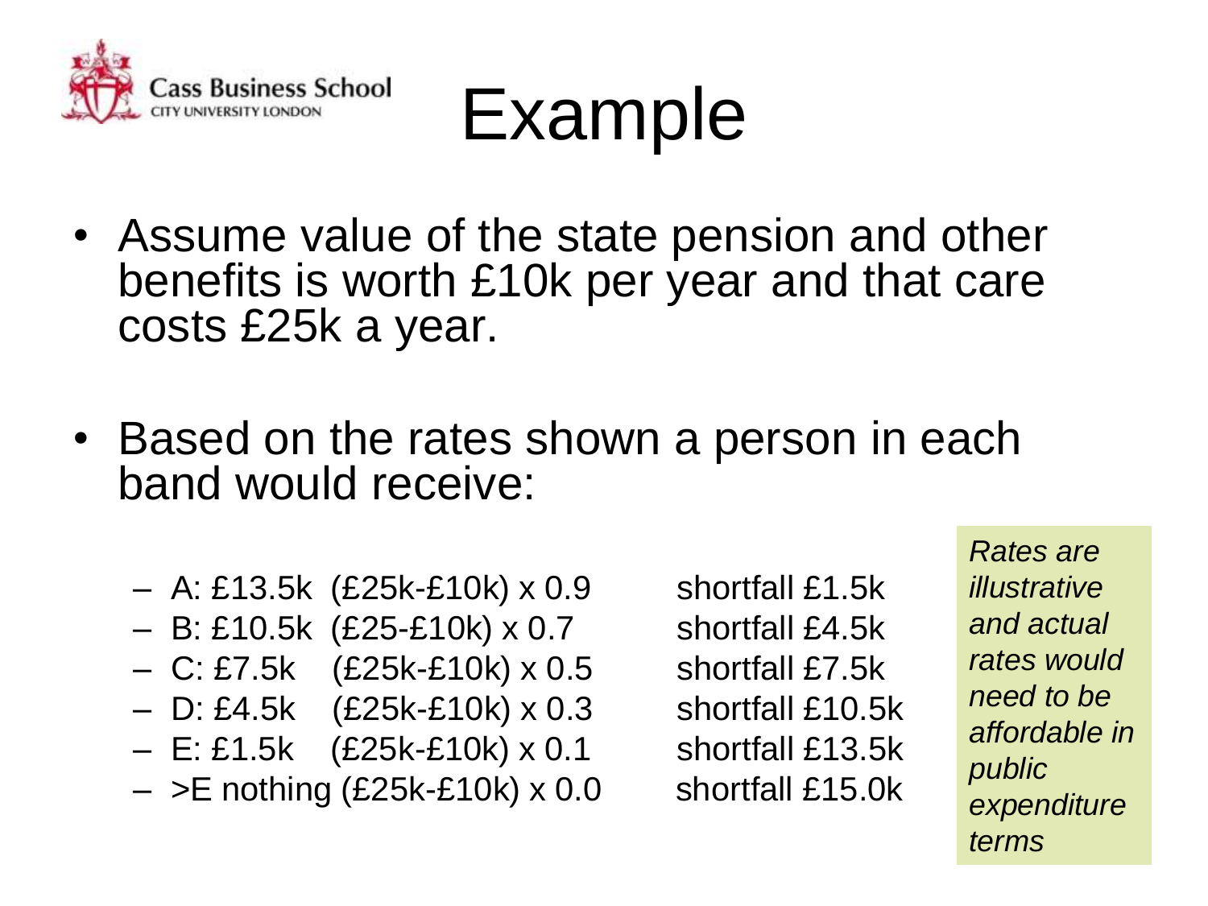# Example

- Assume value of the state pension and other benefits is worth £10k per year and that care costs £25k a year.

- Based on the rates shown a person in each band would receive:
  - A: £13.5k (£25k-£10k) x 0.9 shortfall £1.5k
  - B: £10.5k (£25-£10k) x 0.7 shortfall £4.5k
  - C: £7.5k (£25k-£10k) x 0.5 shortfall £7.5k
  - D: £4.5k (£25k-£10k) x 0.3 shortfall £10.5k
  - E: £1.5k (£25k-£10k) x 0.1 shortfall £13.5k
  - >E nothing (£25k-£10k) x 0.0 shortfall £15.0k

*Rates are illustrative and actual rates would need to be affordable in public expenditure terms*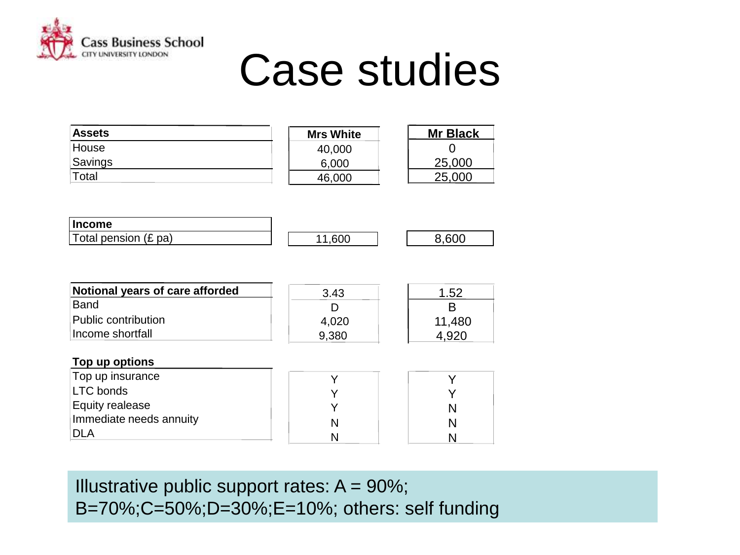# Case studies

| Assets | Mrs White | Mr Black |
|---|---|---|
| House | 40,000 | 0 |
| Savings | 6,000 | 25,000 |
| Total | 46,000 | 25,000 |

| Income | Mrs White | Mr Black |
|---|---|---|
| Total pension (£ pa) | 11,600 | 8,600 |

| Notional years of care afforded | 3.43 | 1.52 |
|---|---|---|
| Band | D | B |
| Public contribution | 4,020 | 11,480 |
| Income shortfall | 9,380 | 4,920 |

| Top up options | Mrs White | Mr Black |
|---|---|---|
| Top up insurance | Y | Y |
| LTC bonds | Y | Y |
| Equity realease | Y | N |
| Immediate needs annuity | N | N |
| DLA | N | N |

Illustrative public support rates: A = 90%; B=70%;C=50%;D=30%;E=10%; others: self funding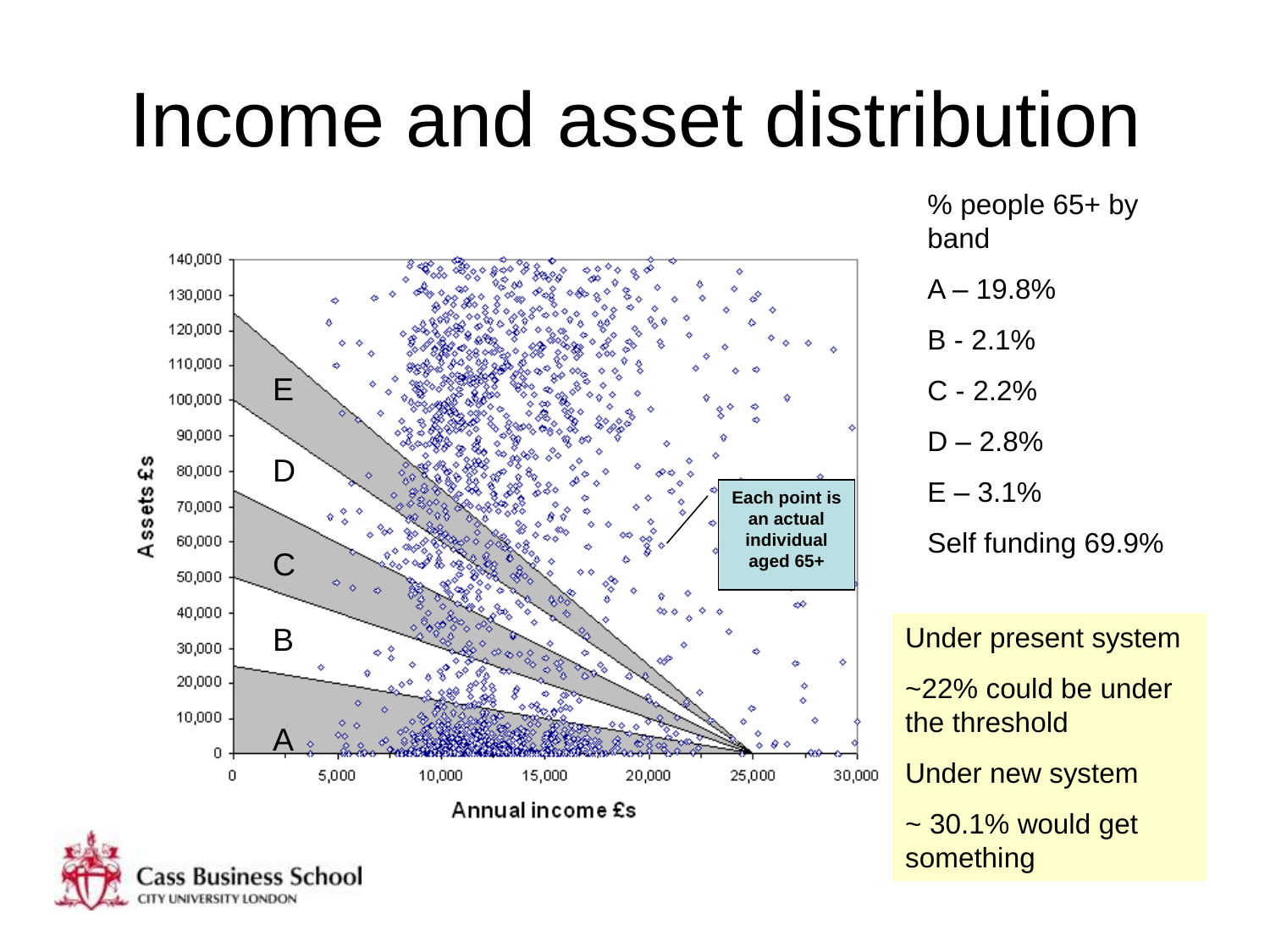# Income and asset distribution

% people 65+ by band

A – 19.8%

B - 2.1%

C - 2.2%

D – 2.8%

E – 3.1%

Self funding 69.9%

Under present system

~22% could be under the threshold

Under new system

~ 30.1% would get something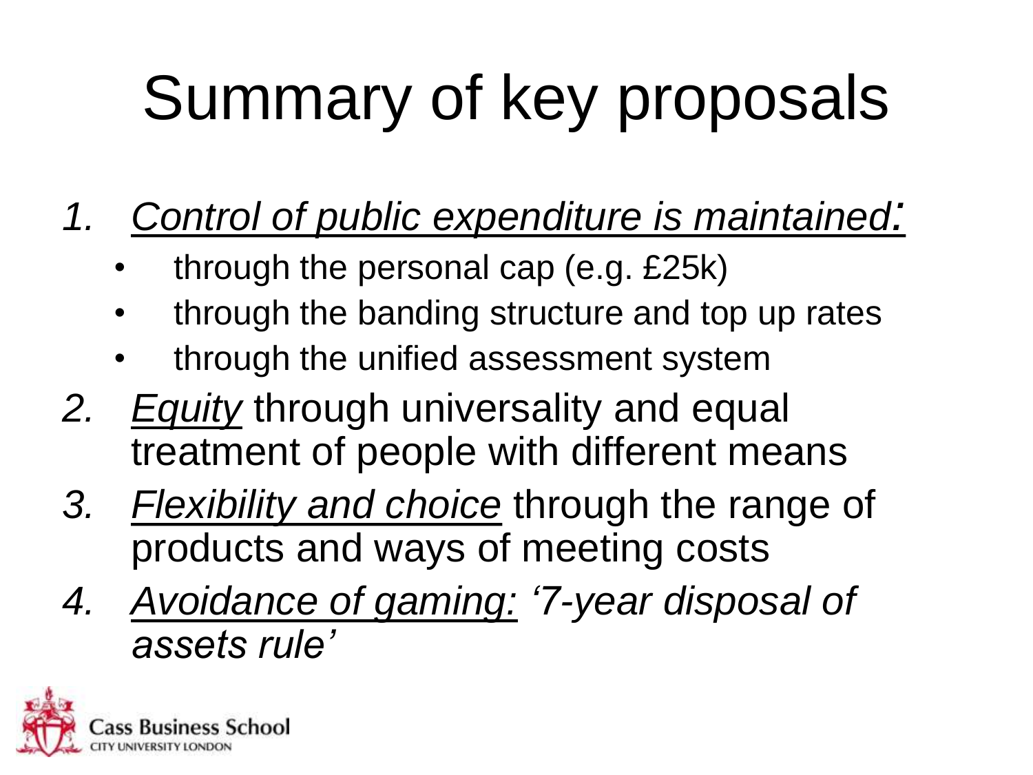# Summary of key proposals

1. *Control of public expenditure is maintained:*
   - through the personal cap (e.g. £25k)
   - through the banding structure and top up rates
   - through the unified assessment system
2. *Equity* through universality and equal treatment of people with different means
3. *Flexibility and choice* through the range of products and ways of meeting costs
4. *Avoidance of gaming: '7-year disposal of assets rule'*

Cass Business School
CITY UNIVERSITY LONDON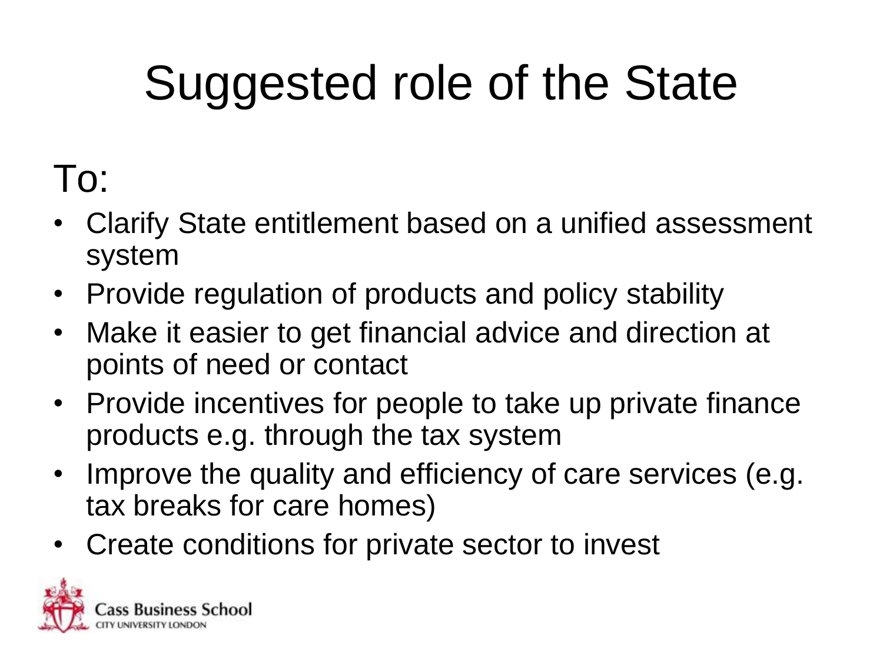# Suggested role of the State

To:

- Clarify State entitlement based on a unified assessment system
- Provide regulation of products and policy stability
- Make it easier to get financial advice and direction at points of need or contact
- Provide incentives for people to take up private finance products e.g. through the tax system
- Improve the quality and efficiency of care services (e.g. tax breaks for care homes)
- Create conditions for private sector to invest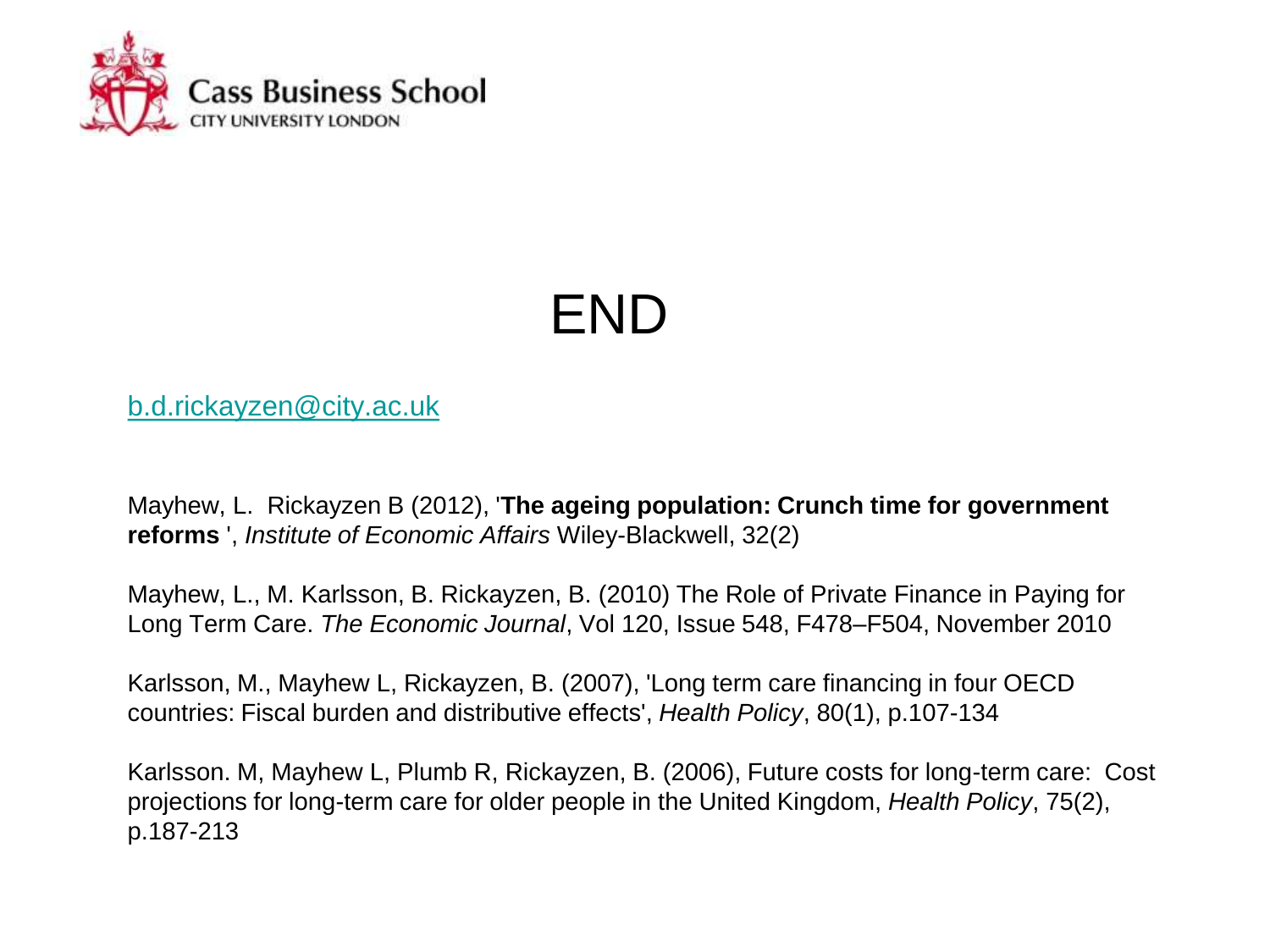Cass Business School
CITY UNIVERSITY LONDON

# END

b.d.rickayzen@city.ac.uk

Mayhew, L. Rickayzen B (2012), '**The ageing population: Crunch time for government reforms** ', *Institute of Economic Affairs* Wiley-Blackwell, 32(2)

Mayhew, L., M. Karlsson, B. Rickayzen, B. (2010) The Role of Private Finance in Paying for Long Term Care. *The Economic Journal*, Vol 120, Issue 548, F478–F504, November 2010

Karlsson, M., Mayhew L, Rickayzen, B. (2007), 'Long term care financing in four OECD countries: Fiscal burden and distributive effects', *Health Policy*, 80(1), p.107-134

Karlsson. M, Mayhew L, Plumb R, Rickayzen, B. (2006), Future costs for long-term care: Cost projections for long-term care for older people in the United Kingdom, *Health Policy*, 75(2), p.187-213